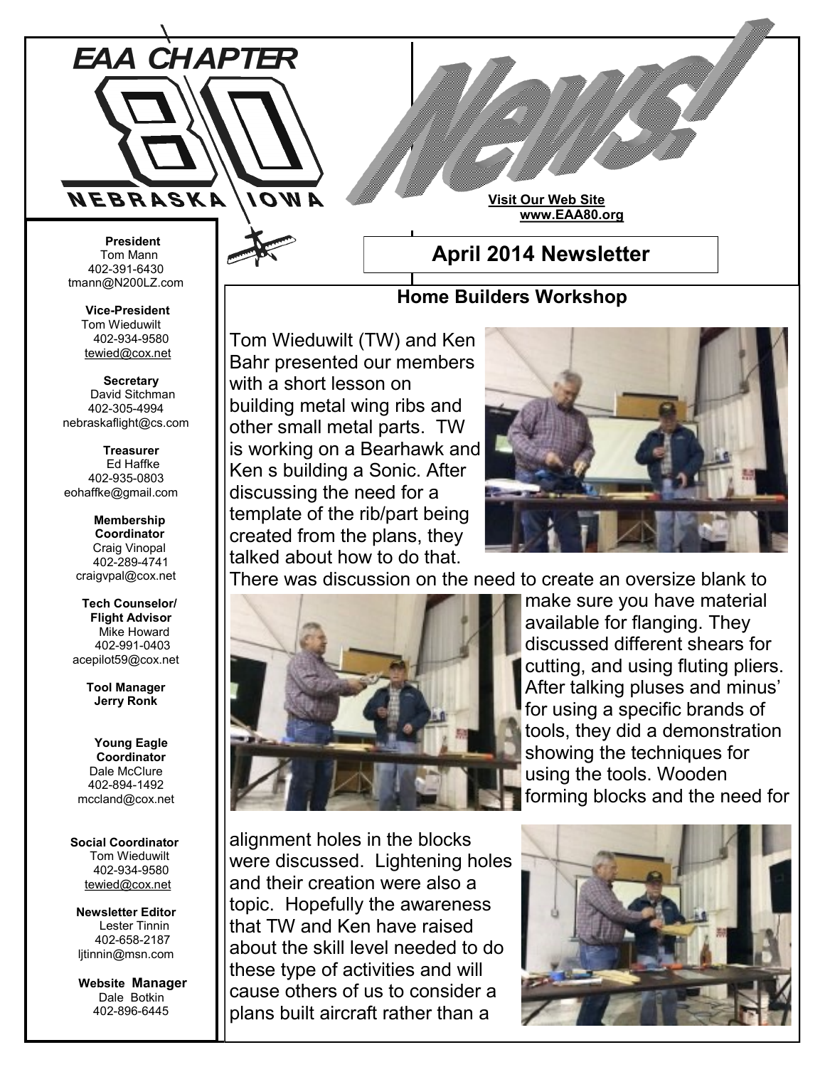# EAA CHAPTER 80

NEBRASKA IOWA

# News!

**Visit Our Web Site**
**www.EAA80.org**

## April 2014 Newsletter

**President**
Tom Mann
402-391-6430
tmann@N200LZ.com

**Vice-President**
Tom Wieduwilt
402-934-9580
tewied@cox.net

**Secretary**
David Sitchman
402-305-4994
nebraskaflight@cs.com

**Treasurer**
Ed Haffke
402-935-0803
eohaffke@gmail.com

**Membership Coordinator**
Craig Vinopal
402-289-4741
craigvpal@cox.net

**Tech Counselor/ Flight Advisor**
Mike Howard
402-991-0403
acepilot59@cox.net

**Tool Manager**
**Jerry Ronk**

**Young Eagle Coordinator**
Dale McClure
402-894-1492
mccland@cox.net

**Social Coordinator**
Tom Wieduwilt
402-934-9580
tewied@cox.net

**Newsletter Editor**
Lester Tinnin
402-658-2187
ljtinnin@msn.com

**Website Manager**
Dale Botkin
402-896-6445

### Home Builders Workshop

Tom Wieduwilt (TW) and Ken Bahr presented our members with a short lesson on building metal wing ribs and other small metal parts. TW is working on a Bearhawk and Ken s building a Sonic. After discussing the need for a template of the rib/part being created from the plans, they talked about how to do that. There was discussion on the need to create an oversize blank to make sure you have material available for flanging. They discussed different shears for cutting, and using fluting pliers. After talking pluses and minus' for using a specific brands of tools, they did a demonstration showing the techniques for using the tools. Wooden forming blocks and the need for alignment holes in the blocks were discussed. Lightening holes and their creation were also a topic. Hopefully the awareness that TW and Ken have raised about the skill level needed to do these type of activities and will cause others of us to consider a plans built aircraft rather than a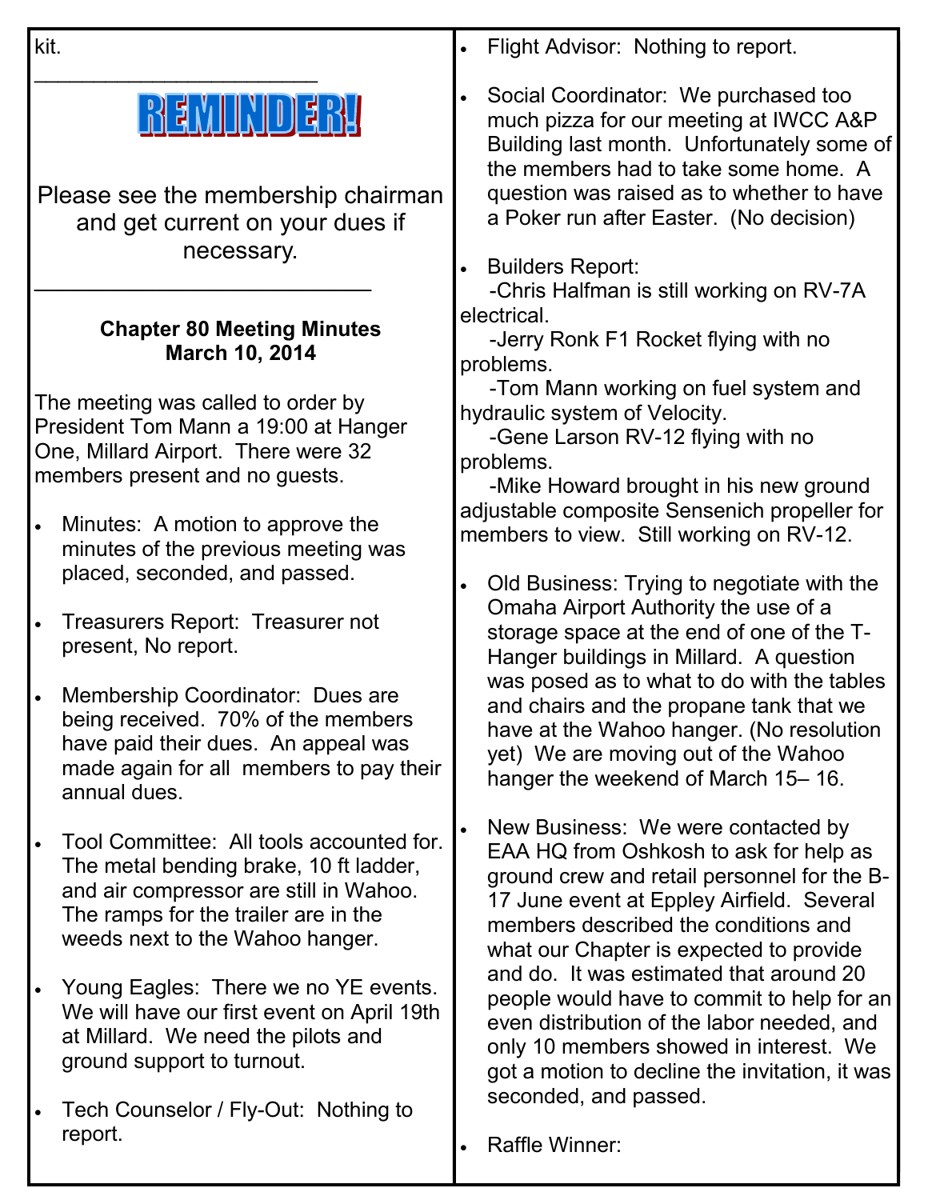kit.

______________________

**REMINDER!**

Please see the membership chairman and get current on your dues if necessary.

___________________________

### Chapter 80 Meeting Minutes
### March 10, 2014

The meeting was called to order by President Tom Mann a 19:00 at Hanger One, Millard Airport. There were 32 members present and no guests.

- Minutes: A motion to approve the minutes of the previous meeting was placed, seconded, and passed.

- Treasurers Report: Treasurer not present, No report.

- Membership Coordinator: Dues are being received. 70% of the members have paid their dues. An appeal was made again for all members to pay their annual dues.

- Tool Committee: All tools accounted for. The metal bending brake, 10 ft ladder, and air compressor are still in Wahoo. The ramps for the trailer are in the weeds next to the Wahoo hanger.

- Young Eagles: There we no YE events. We will have our first event on April 19th at Millard. We need the pilots and ground support to turnout.

- Tech Counselor / Fly-Out: Nothing to report.

- Flight Advisor: Nothing to report.

- Social Coordinator: We purchased too much pizza for our meeting at IWCC A&P Building last month. Unfortunately some of the members had to take some home. A question was raised as to whether to have a Poker run after Easter. (No decision)

- Builders Report:

  -Chris Halfman is still working on RV-7A electrical.

  -Jerry Ronk F1 Rocket flying with no problems.

  -Tom Mann working on fuel system and hydraulic system of Velocity.

  -Gene Larson RV-12 flying with no problems.

  -Mike Howard brought in his new ground adjustable composite Sensenich propeller for members to view. Still working on RV-12.

- Old Business: Trying to negotiate with the Omaha Airport Authority the use of a storage space at the end of one of the T-Hanger buildings in Millard. A question was posed as to what to do with the tables and chairs and the propane tank that we have at the Wahoo hanger. (No resolution yet) We are moving out of the Wahoo hanger the weekend of March 15– 16.

- New Business: We were contacted by EAA HQ from Oshkosh to ask for help as ground crew and retail personnel for the B-17 June event at Eppley Airfield. Several members described the conditions and what our Chapter is expected to provide and do. It was estimated that around 20 people would have to commit to help for an even distribution of the labor needed, and only 10 members showed in interest. We got a motion to decline the invitation, it was seconded, and passed.

- Raffle Winner: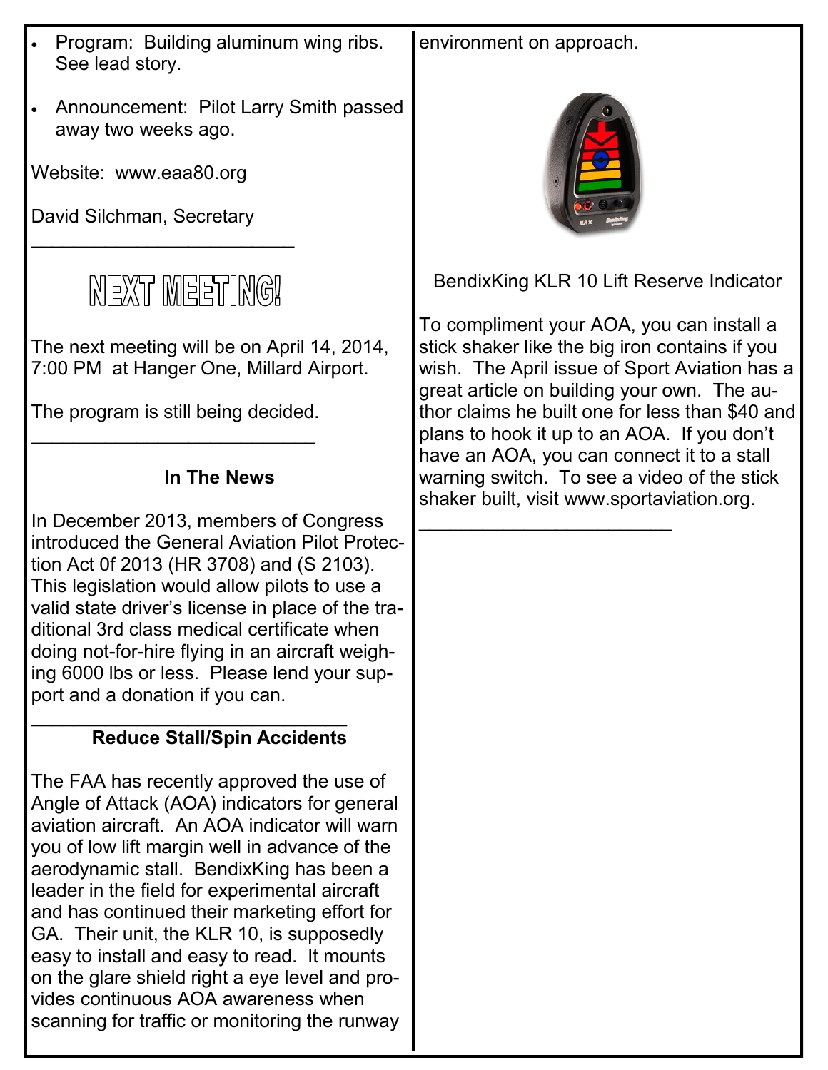- Program: Building aluminum wing ribs. See lead story.
- Announcement: Pilot Larry Smith passed away two weeks ago.

Website: www.eaa80.org

David Silchman, Secretary

---

## NEXT MEETING!

The next meeting will be on April 14, 2014, 7:00 PM at Hanger One, Millard Airport.

The program is still being decided.

---

### In The News

In December 2013, members of Congress introduced the General Aviation Pilot Protection Act 0f 2013 (HR 3708) and (S 2103). This legislation would allow pilots to use a valid state driver's license in place of the traditional 3rd class medical certificate when doing not-for-hire flying in an aircraft weighing 6000 lbs or less. Please lend your support and a donation if you can.

---

### Reduce Stall/Spin Accidents

The FAA has recently approved the use of Angle of Attack (AOA) indicators for general aviation aircraft. An AOA indicator will warn you of low lift margin well in advance of the aerodynamic stall. BendixKing has been a leader in the field for experimental aircraft and has continued their marketing effort for GA. Their unit, the KLR 10, is supposedly easy to install and easy to read. It mounts on the glare shield right a eye level and provides continuous AOA awareness when scanning for traffic or monitoring the runway environment on approach.

BendixKing KLR 10 Lift Reserve Indicator

To compliment your AOA, you can install a stick shaker like the big iron contains if you wish. The April issue of Sport Aviation has a great article on building your own. The author claims he built one for less than $40 and plans to hook it up to an AOA. If you don't have an AOA, you can connect it to a stall warning switch. To see a video of the stick shaker built, visit www.sportaviation.org.

---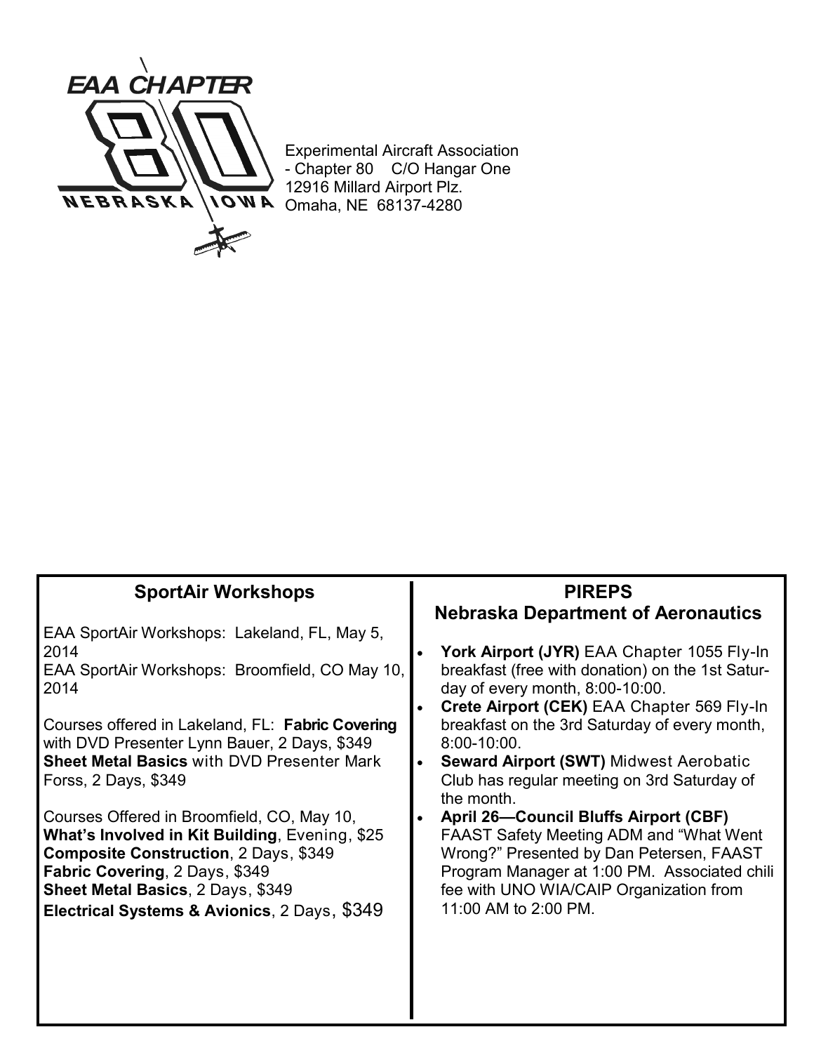EAA CHAPTER 80 NEBRASKA IOWA

Experimental Aircraft Association - Chapter 80 C/O Hangar One
12916 Millard Airport Plz.
Omaha, NE 68137-4280

## SportAir Workshops

EAA SportAir Workshops: Lakeland, FL, May 5, 2014
EAA SportAir Workshops: Broomfield, CO May 10, 2014

Courses offered in Lakeland, FL: **Fabric Covering** with DVD Presenter Lynn Bauer, 2 Days, $349
**Sheet Metal Basics** with DVD Presenter Mark Forss, 2 Days, $349

Courses Offered in Broomfield, CO, May 10,
**What's Involved in Kit Building**, Evening, $25
**Composite Construction**, 2 Days, $349
**Fabric Covering**, 2 Days, $349
**Sheet Metal Basics**, 2 Days, $349
**Electrical Systems & Avionics**, 2 Days, $349

## PIREPS
## Nebraska Department of Aeronautics

- **York Airport (JYR)** EAA Chapter 1055 Fly-In breakfast (free with donation) on the 1st Saturday of every month, 8:00-10:00.
- **Crete Airport (CEK)** EAA Chapter 569 Fly-In breakfast on the 3rd Saturday of every month, 8:00-10:00.
- **Seward Airport (SWT)** Midwest Aerobatic Club has regular meeting on 3rd Saturday of the month.
- **April 26—Council Bluffs Airport (CBF)** FAAST Safety Meeting ADM and "What Went Wrong?" Presented by Dan Petersen, FAAST Program Manager at 1:00 PM. Associated chili fee with UNO WIA/CAIP Organization from 11:00 AM to 2:00 PM.